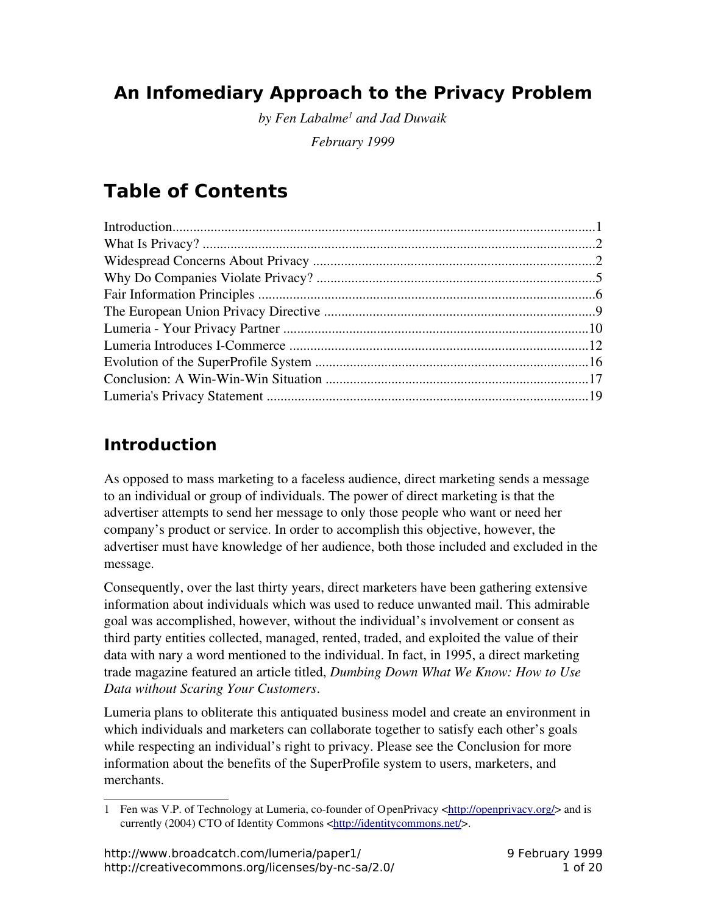# An Infomediary Approach to the Privacy Problem

*by Fen Labalme[1] and Jad Duwaik*

*February 1999*

## Table of Contents

Introduction..........................................................................................................................1
What Is Privacy? .................................................................................................................2
Widespread Concerns About Privacy .................................................................................2
Why Do Companies Violate Privacy? ................................................................................5
Fair Information Principles .................................................................................................6
The European Union Privacy Directive .............................................................................9
Lumeria - Your Privacy Partner .......................................................................................10
Lumeria Introduces I-Commerce ......................................................................................12
Evolution of the SuperProfile System ..............................................................................16
Conclusion: A Win-Win-Win Situation ...........................................................................17
Lumeria's Privacy Statement ............................................................................................19

## Introduction

As opposed to mass marketing to a faceless audience, direct marketing sends a message to an individual or group of individuals. The power of direct marketing is that the advertiser attempts to send her message to only those people who want or need her company's product or service. In order to accomplish this objective, however, the advertiser must have knowledge of her audience, both those included and excluded in the message.

Consequently, over the last thirty years, direct marketers have been gathering extensive information about individuals which was used to reduce unwanted mail. This admirable goal was accomplished, however, without the individual's involvement or consent as third party entities collected, managed, rented, traded, and exploited the value of their data with nary a word mentioned to the individual. In fact, in 1995, a direct marketing trade magazine featured an article titled, *Dumbing Down What We Know: How to Use Data without Scaring Your Customers*.

Lumeria plans to obliterate this antiquated business model and create an environment in which individuals and marketers can collaborate together to satisfy each other's goals while respecting an individual's right to privacy. Please see the Conclusion for more information about the benefits of the SuperProfile system to users, marketers, and merchants.

---

[1] Fen was V.P. of Technology at Lumeria, co-founder of OpenPrivacy <http://openprivacy.org/> and is currently (2004) CTO of Identity Commons <http://identitycommons.net/>.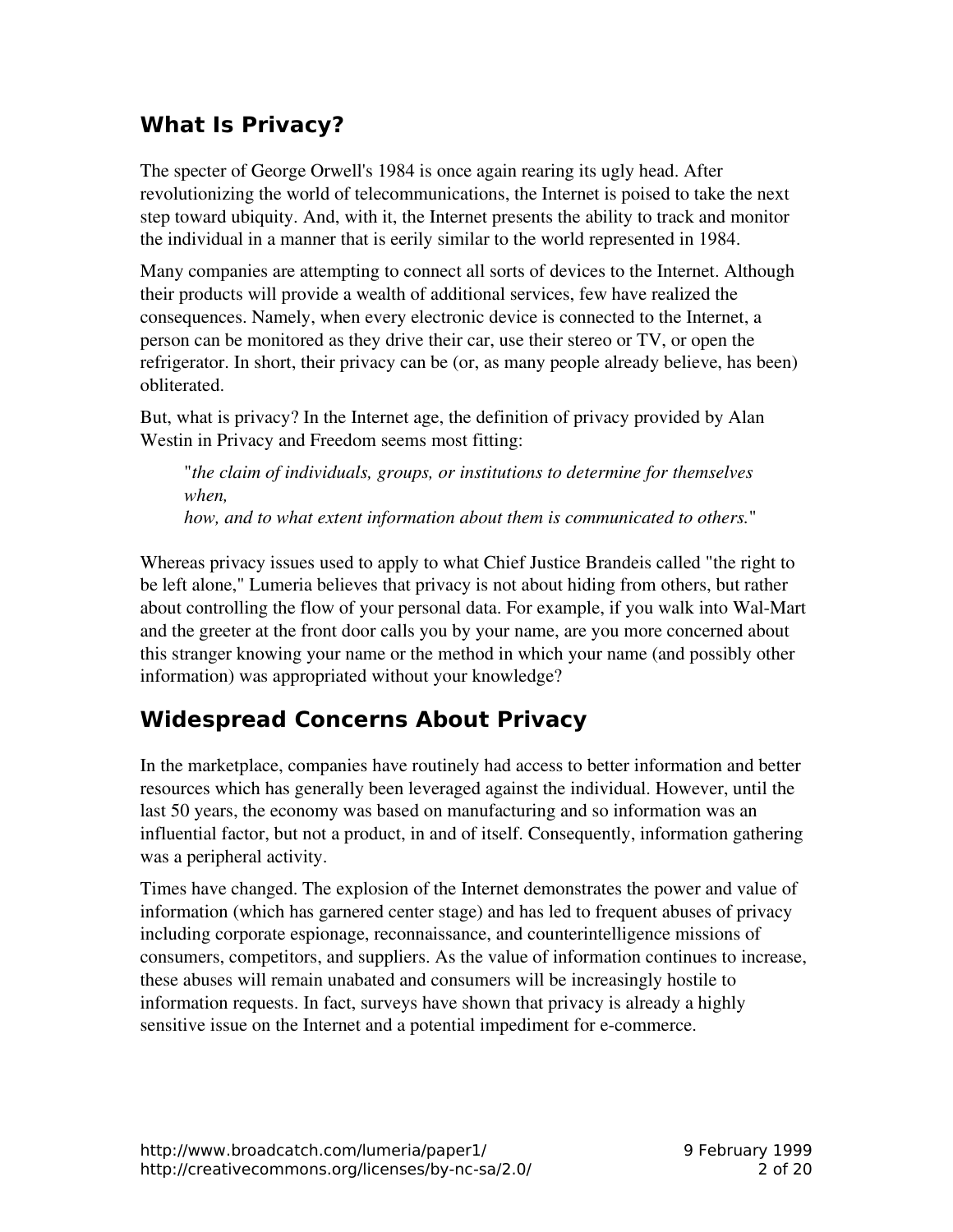## What Is Privacy?

The specter of George Orwell's 1984 is once again rearing its ugly head. After revolutionizing the world of telecommunications, the Internet is poised to take the next step toward ubiquity. And, with it, the Internet presents the ability to track and monitor the individual in a manner that is eerily similar to the world represented in 1984.

Many companies are attempting to connect all sorts of devices to the Internet. Although their products will provide a wealth of additional services, few have realized the consequences. Namely, when every electronic device is connected to the Internet, a person can be monitored as they drive their car, use their stereo or TV, or open the refrigerator. In short, their privacy can be (or, as many people already believe, has been) obliterated.

But, what is privacy? In the Internet age, the definition of privacy provided by Alan Westin in Privacy and Freedom seems most fitting:

> "*the claim of individuals, groups, or institutions to determine for themselves when,*
> *how, and to what extent information about them is communicated to others.*"

Whereas privacy issues used to apply to what Chief Justice Brandeis called "the right to be left alone," Lumeria believes that privacy is not about hiding from others, but rather about controlling the flow of your personal data. For example, if you walk into Wal-Mart and the greeter at the front door calls you by your name, are you more concerned about this stranger knowing your name or the method in which your name (and possibly other information) was appropriated without your knowledge?

## Widespread Concerns About Privacy

In the marketplace, companies have routinely had access to better information and better resources which has generally been leveraged against the individual. However, until the last 50 years, the economy was based on manufacturing and so information was an influential factor, but not a product, in and of itself. Consequently, information gathering was a peripheral activity.

Times have changed. The explosion of the Internet demonstrates the power and value of information (which has garnered center stage) and has led to frequent abuses of privacy including corporate espionage, reconnaissance, and counterintelligence missions of consumers, competitors, and suppliers. As the value of information continues to increase, these abuses will remain unabated and consumers will be increasingly hostile to information requests. In fact, surveys have shown that privacy is already a highly sensitive issue on the Internet and a potential impediment for e-commerce.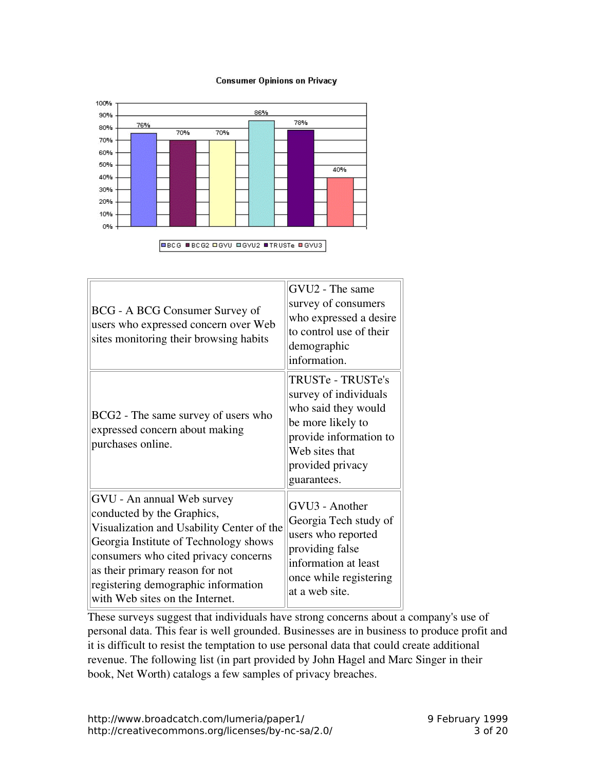Consumer Opinions on Privacy

100%
90%
80%
70%
60%
50%
40%
30%
20%
10%
0%

76%
70%
70%
86%
78%
40%

BCG BCG2 GVU GVU2 TRUSTe GVU3

| | |
|---|---|
| BCG - A BCG Consumer Survey of users who expressed concern over Web sites monitoring their browsing habits | GVU2 - The same survey of consumers who expressed a desire to control use of their demographic information. |
| BCG2 - The same survey of users who expressed concern about making purchases online. | TRUSTe - TRUSTe's survey of individuals who said they would be more likely to provide information to Web sites that provided privacy guarantees. |
| GVU - An annual Web survey conducted by the Graphics, Visualization and Usability Center of the Georgia Institute of Technology shows consumers who cited privacy concerns as their primary reason for not registering demographic information with Web sites on the Internet. | GVU3 - Another Georgia Tech study of users who reported providing false information at least once while registering at a web site. |

These surveys suggest that individuals have strong concerns about a company's use of personal data. This fear is well grounded. Businesses are in business to produce profit and it is difficult to resist the temptation to use personal data that could create additional revenue. The following list (in part provided by John Hagel and Marc Singer in their book, Net Worth) catalogs a few samples of privacy breaches.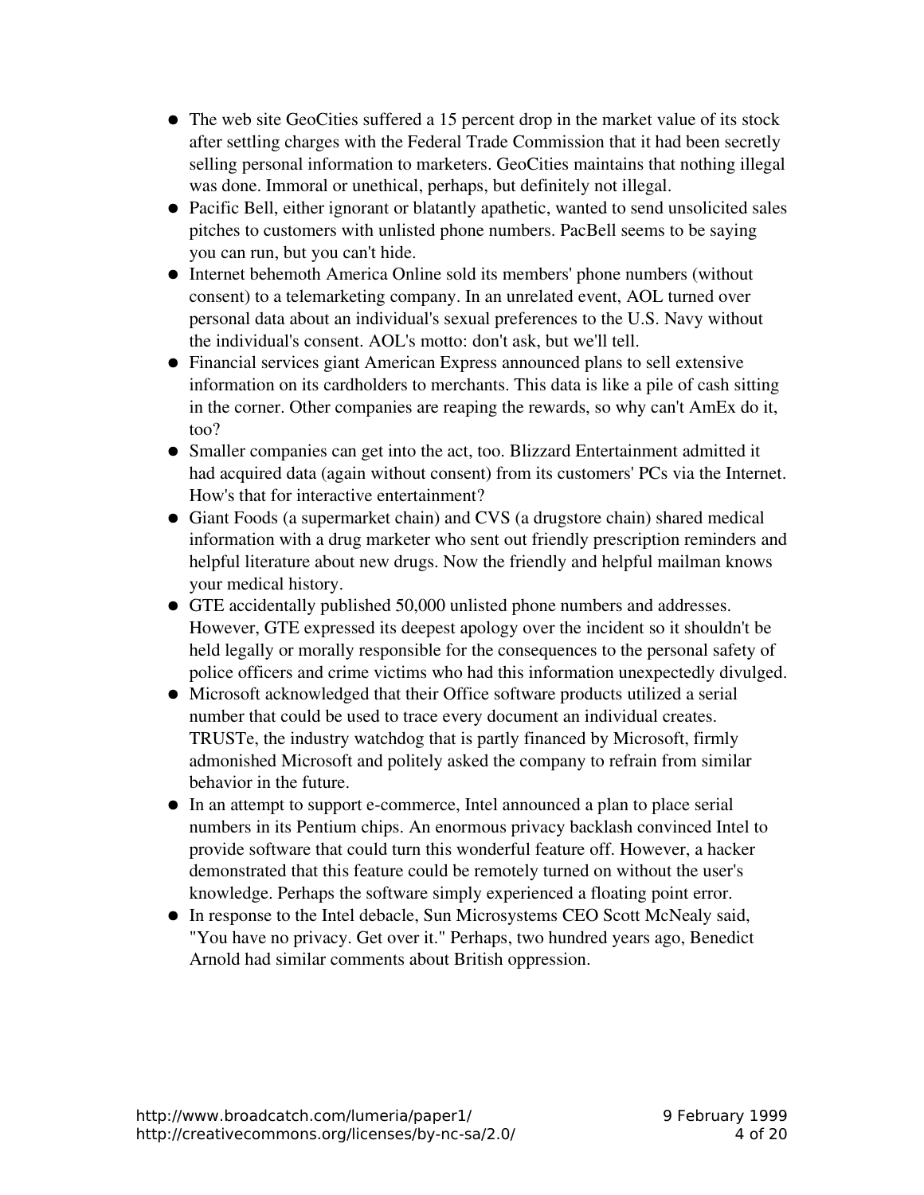- The web site GeoCities suffered a 15 percent drop in the market value of its stock after settling charges with the Federal Trade Commission that it had been secretly selling personal information to marketers. GeoCities maintains that nothing illegal was done. Immoral or unethical, perhaps, but definitely not illegal.
- Pacific Bell, either ignorant or blatantly apathetic, wanted to send unsolicited sales pitches to customers with unlisted phone numbers. PacBell seems to be saying you can run, but you can't hide.
- Internet behemoth America Online sold its members' phone numbers (without consent) to a telemarketing company. In an unrelated event, AOL turned over personal data about an individual's sexual preferences to the U.S. Navy without the individual's consent. AOL's motto: don't ask, but we'll tell.
- Financial services giant American Express announced plans to sell extensive information on its cardholders to merchants. This data is like a pile of cash sitting in the corner. Other companies are reaping the rewards, so why can't AmEx do it, too?
- Smaller companies can get into the act, too. Blizzard Entertainment admitted it had acquired data (again without consent) from its customers' PCs via the Internet. How's that for interactive entertainment?
- Giant Foods (a supermarket chain) and CVS (a drugstore chain) shared medical information with a drug marketer who sent out friendly prescription reminders and helpful literature about new drugs. Now the friendly and helpful mailman knows your medical history.
- GTE accidentally published 50,000 unlisted phone numbers and addresses. However, GTE expressed its deepest apology over the incident so it shouldn't be held legally or morally responsible for the consequences to the personal safety of police officers and crime victims who had this information unexpectedly divulged.
- Microsoft acknowledged that their Office software products utilized a serial number that could be used to trace every document an individual creates. TRUSTe, the industry watchdog that is partly financed by Microsoft, firmly admonished Microsoft and politely asked the company to refrain from similar behavior in the future.
- In an attempt to support e-commerce, Intel announced a plan to place serial numbers in its Pentium chips. An enormous privacy backlash convinced Intel to provide software that could turn this wonderful feature off. However, a hacker demonstrated that this feature could be remotely turned on without the user's knowledge. Perhaps the software simply experienced a floating point error.
- In response to the Intel debacle, Sun Microsystems CEO Scott McNealy said, "You have no privacy. Get over it." Perhaps, two hundred years ago, Benedict Arnold had similar comments about British oppression.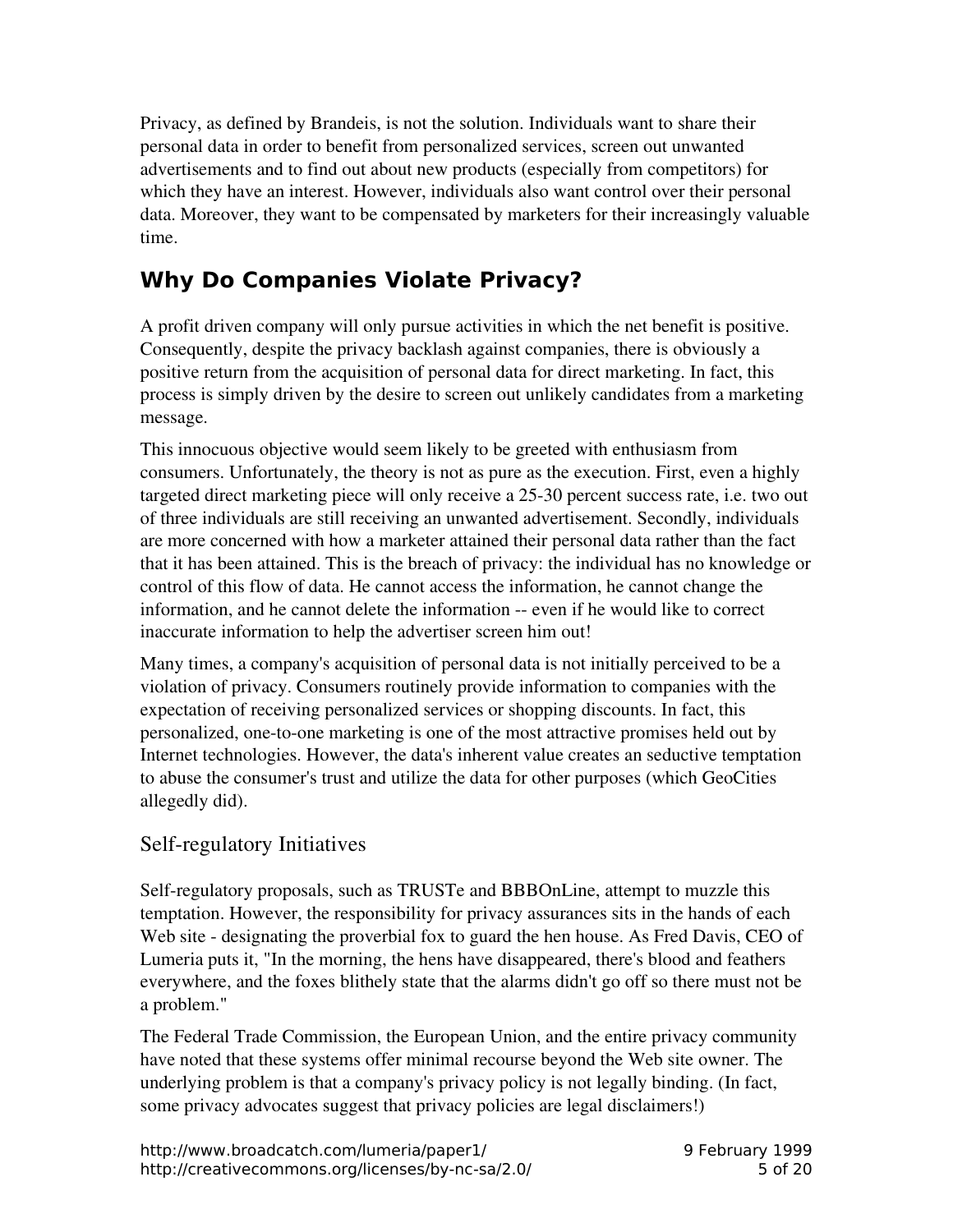Privacy, as defined by Brandeis, is not the solution. Individuals want to share their personal data in order to benefit from personalized services, screen out unwanted advertisements and to find out about new products (especially from competitors) for which they have an interest. However, individuals also want control over their personal data. Moreover, they want to be compensated by marketers for their increasingly valuable time.

## Why Do Companies Violate Privacy?

A profit driven company will only pursue activities in which the net benefit is positive. Consequently, despite the privacy backlash against companies, there is obviously a positive return from the acquisition of personal data for direct marketing. In fact, this process is simply driven by the desire to screen out unlikely candidates from a marketing message.

This innocuous objective would seem likely to be greeted with enthusiasm from consumers. Unfortunately, the theory is not as pure as the execution. First, even a highly targeted direct marketing piece will only receive a 25-30 percent success rate, i.e. two out of three individuals are still receiving an unwanted advertisement. Secondly, individuals are more concerned with how a marketer attained their personal data rather than the fact that it has been attained. This is the breach of privacy: the individual has no knowledge or control of this flow of data. He cannot access the information, he cannot change the information, and he cannot delete the information -- even if he would like to correct inaccurate information to help the advertiser screen him out!

Many times, a company's acquisition of personal data is not initially perceived to be a violation of privacy. Consumers routinely provide information to companies with the expectation of receiving personalized services or shopping discounts. In fact, this personalized, one-to-one marketing is one of the most attractive promises held out by Internet technologies. However, the data's inherent value creates an seductive temptation to abuse the consumer's trust and utilize the data for other purposes (which GeoCities allegedly did).

### Self-regulatory Initiatives

Self-regulatory proposals, such as TRUSTe and BBBOnLine, attempt to muzzle this temptation. However, the responsibility for privacy assurances sits in the hands of each Web site - designating the proverbial fox to guard the hen house. As Fred Davis, CEO of Lumeria puts it, "In the morning, the hens have disappeared, there's blood and feathers everywhere, and the foxes blithely state that the alarms didn't go off so there must not be a problem."

The Federal Trade Commission, the European Union, and the entire privacy community have noted that these systems offer minimal recourse beyond the Web site owner. The underlying problem is that a company's privacy policy is not legally binding. (In fact, some privacy advocates suggest that privacy policies are legal disclaimers!)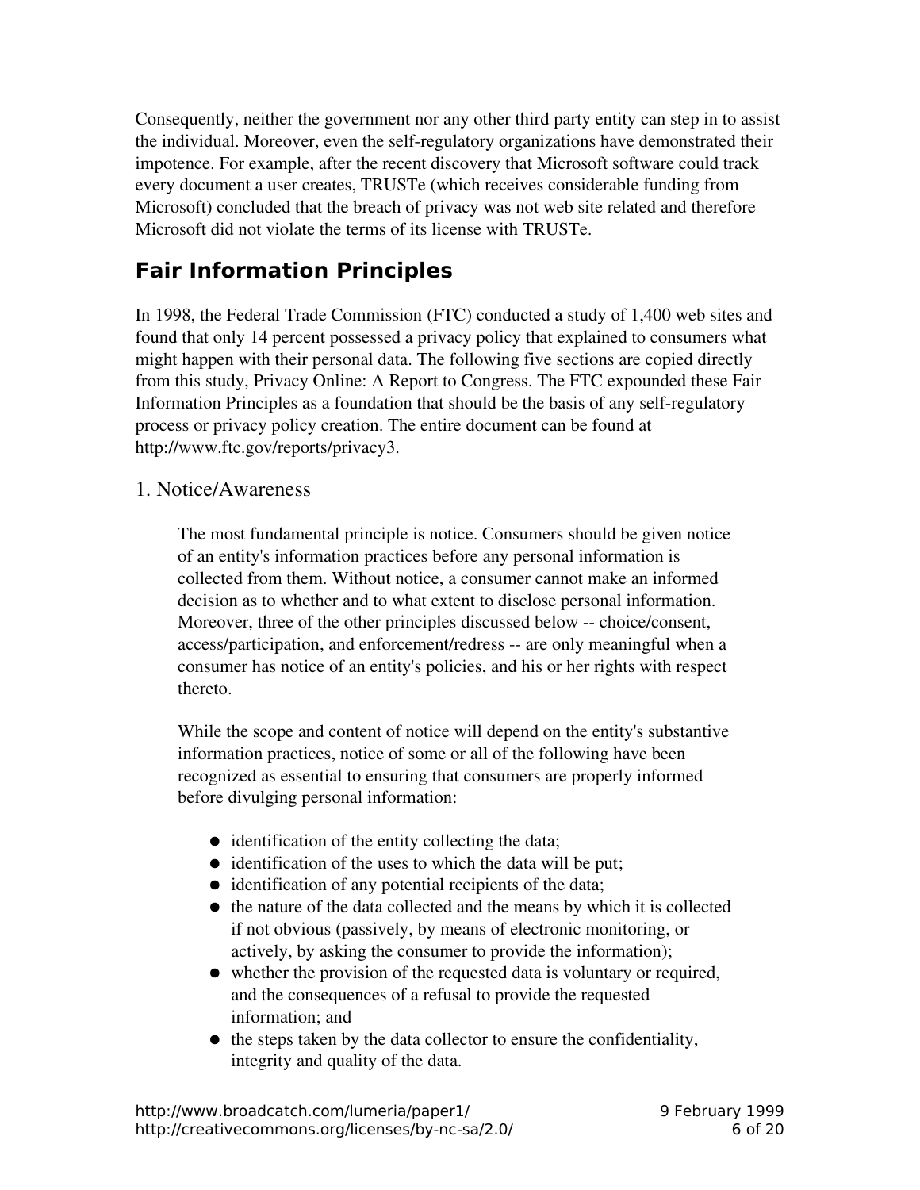Consequently, neither the government nor any other third party entity can step in to assist the individual. Moreover, even the self-regulatory organizations have demonstrated their impotence. For example, after the recent discovery that Microsoft software could track every document a user creates, TRUSTe (which receives considerable funding from Microsoft) concluded that the breach of privacy was not web site related and therefore Microsoft did not violate the terms of its license with TRUSTe.

## Fair Information Principles

In 1998, the Federal Trade Commission (FTC) conducted a study of 1,400 web sites and found that only 14 percent possessed a privacy policy that explained to consumers what might happen with their personal data. The following five sections are copied directly from this study, Privacy Online: A Report to Congress. The FTC expounded these Fair Information Principles as a foundation that should be the basis of any self-regulatory process or privacy policy creation. The entire document can be found at http://www.ftc.gov/reports/privacy3.

### 1. Notice/Awareness

> The most fundamental principle is notice. Consumers should be given notice of an entity's information practices before any personal information is collected from them. Without notice, a consumer cannot make an informed decision as to whether and to what extent to disclose personal information. Moreover, three of the other principles discussed below -- choice/consent, access/participation, and enforcement/redress -- are only meaningful when a consumer has notice of an entity's policies, and his or her rights with respect thereto.
>
> While the scope and content of notice will depend on the entity's substantive information practices, notice of some or all of the following have been recognized as essential to ensuring that consumers are properly informed before divulging personal information:
>
> - identification of the entity collecting the data;
> - identification of the uses to which the data will be put;
> - identification of any potential recipients of the data;
> - the nature of the data collected and the means by which it is collected if not obvious (passively, by means of electronic monitoring, or actively, by asking the consumer to provide the information);
> - whether the provision of the requested data is voluntary or required, and the consequences of a refusal to provide the requested information; and
> - the steps taken by the data collector to ensure the confidentiality, integrity and quality of the data.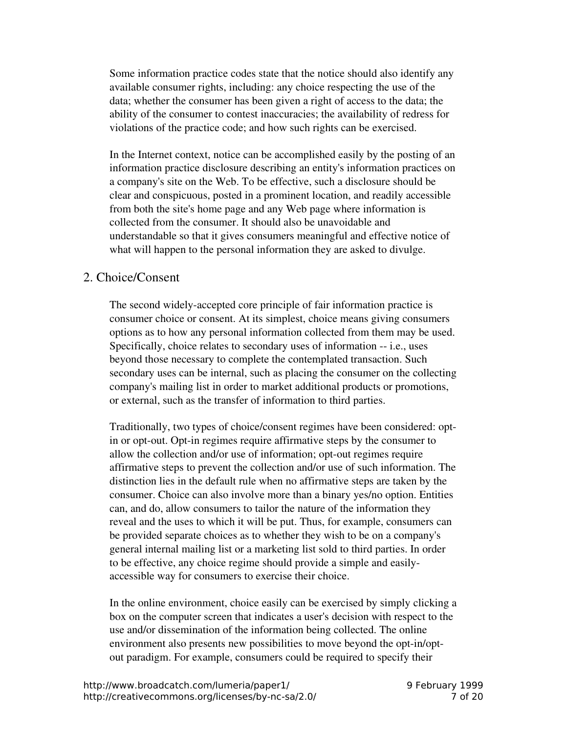Some information practice codes state that the notice should also identify any available consumer rights, including: any choice respecting the use of the data; whether the consumer has been given a right of access to the data; the ability of the consumer to contest inaccuracies; the availability of redress for violations of the practice code; and how such rights can be exercised.

In the Internet context, notice can be accomplished easily by the posting of an information practice disclosure describing an entity's information practices on a company's site on the Web. To be effective, such a disclosure should be clear and conspicuous, posted in a prominent location, and readily accessible from both the site's home page and any Web page where information is collected from the consumer. It should also be unavoidable and understandable so that it gives consumers meaningful and effective notice of what will happen to the personal information they are asked to divulge.

## 2. Choice/Consent

The second widely-accepted core principle of fair information practice is consumer choice or consent. At its simplest, choice means giving consumers options as to how any personal information collected from them may be used. Specifically, choice relates to secondary uses of information -- i.e., uses beyond those necessary to complete the contemplated transaction. Such secondary uses can be internal, such as placing the consumer on the collecting company's mailing list in order to market additional products or promotions, or external, such as the transfer of information to third parties.

Traditionally, two types of choice/consent regimes have been considered: opt-in or opt-out. Opt-in regimes require affirmative steps by the consumer to allow the collection and/or use of information; opt-out regimes require affirmative steps to prevent the collection and/or use of such information. The distinction lies in the default rule when no affirmative steps are taken by the consumer. Choice can also involve more than a binary yes/no option. Entities can, and do, allow consumers to tailor the nature of the information they reveal and the uses to which it will be put. Thus, for example, consumers can be provided separate choices as to whether they wish to be on a company's general internal mailing list or a marketing list sold to third parties. In order to be effective, any choice regime should provide a simple and easily-accessible way for consumers to exercise their choice.

In the online environment, choice easily can be exercised by simply clicking a box on the computer screen that indicates a user's decision with respect to the use and/or dissemination of the information being collected. The online environment also presents new possibilities to move beyond the opt-in/opt-out paradigm. For example, consumers could be required to specify their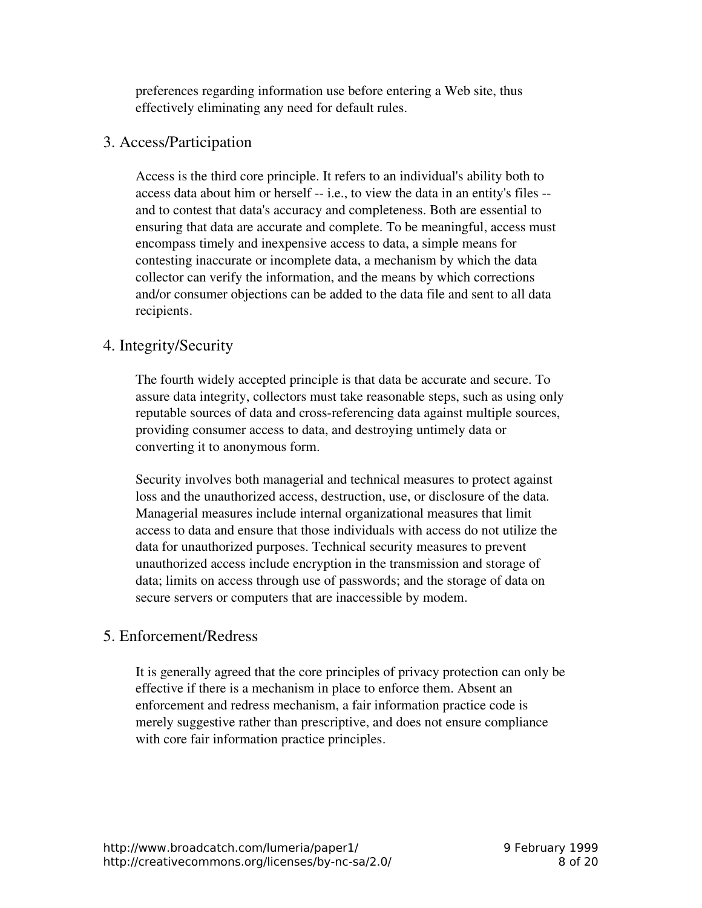preferences regarding information use before entering a Web site, thus effectively eliminating any need for default rules.

### 3. Access/Participation

Access is the third core principle. It refers to an individual's ability both to access data about him or herself -- i.e., to view the data in an entity's files -- and to contest that data's accuracy and completeness. Both are essential to ensuring that data are accurate and complete. To be meaningful, access must encompass timely and inexpensive access to data, a simple means for contesting inaccurate or incomplete data, a mechanism by which the data collector can verify the information, and the means by which corrections and/or consumer objections can be added to the data file and sent to all data recipients.

### 4. Integrity/Security

The fourth widely accepted principle is that data be accurate and secure. To assure data integrity, collectors must take reasonable steps, such as using only reputable sources of data and cross-referencing data against multiple sources, providing consumer access to data, and destroying untimely data or converting it to anonymous form.

Security involves both managerial and technical measures to protect against loss and the unauthorized access, destruction, use, or disclosure of the data. Managerial measures include internal organizational measures that limit access to data and ensure that those individuals with access do not utilize the data for unauthorized purposes. Technical security measures to prevent unauthorized access include encryption in the transmission and storage of data; limits on access through use of passwords; and the storage of data on secure servers or computers that are inaccessible by modem.

### 5. Enforcement/Redress

It is generally agreed that the core principles of privacy protection can only be effective if there is a mechanism in place to enforce them. Absent an enforcement and redress mechanism, a fair information practice code is merely suggestive rather than prescriptive, and does not ensure compliance with core fair information practice principles.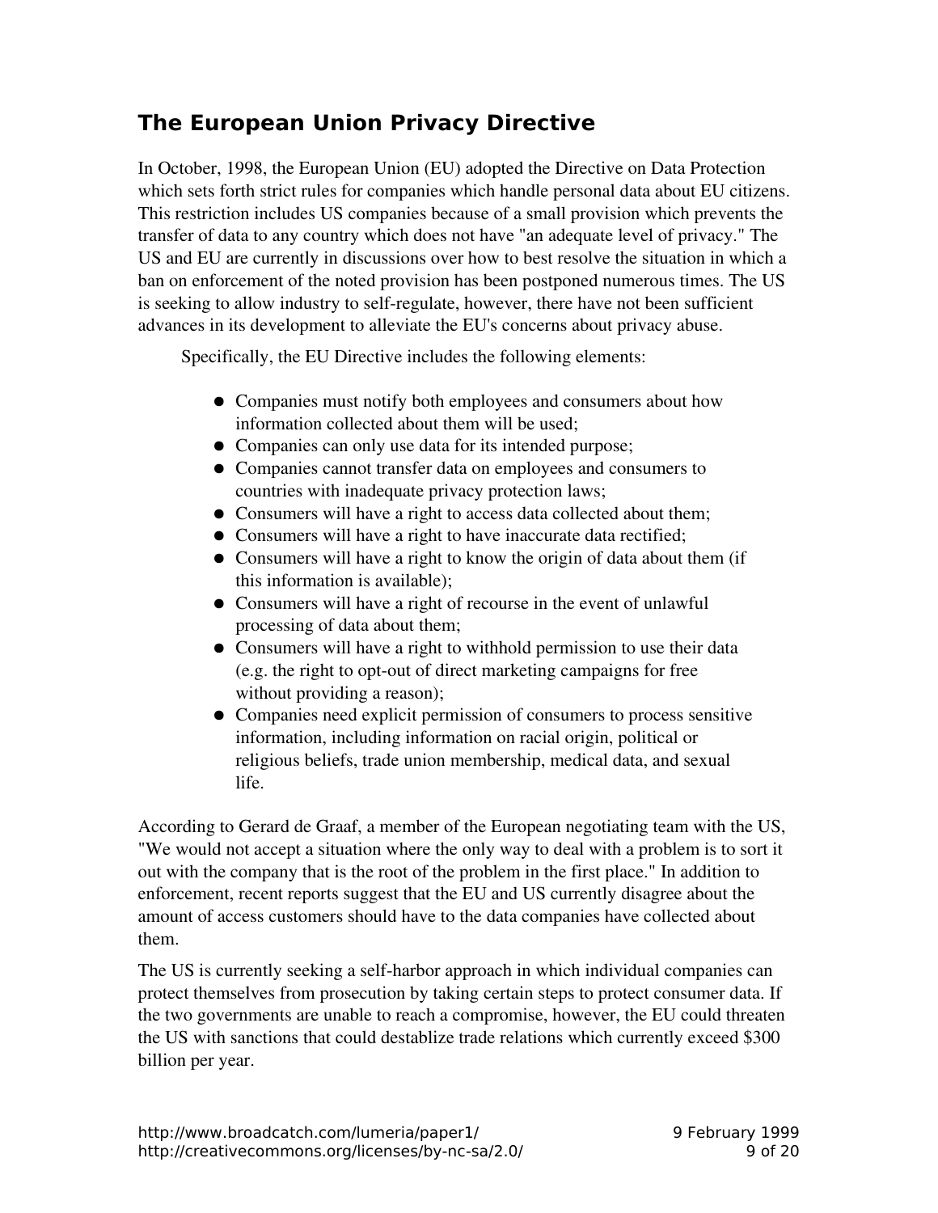## The European Union Privacy Directive

In October, 1998, the European Union (EU) adopted the Directive on Data Protection which sets forth strict rules for companies which handle personal data about EU citizens. This restriction includes US companies because of a small provision which prevents the transfer of data to any country which does not have "an adequate level of privacy." The US and EU are currently in discussions over how to best resolve the situation in which a ban on enforcement of the noted provision has been postponed numerous times. The US is seeking to allow industry to self-regulate, however, there have not been sufficient advances in its development to alleviate the EU's concerns about privacy abuse.

Specifically, the EU Directive includes the following elements:

- Companies must notify both employees and consumers about how information collected about them will be used;
- Companies can only use data for its intended purpose;
- Companies cannot transfer data on employees and consumers to countries with inadequate privacy protection laws;
- Consumers will have a right to access data collected about them;
- Consumers will have a right to have inaccurate data rectified;
- Consumers will have a right to know the origin of data about them (if this information is available);
- Consumers will have a right of recourse in the event of unlawful processing of data about them;
- Consumers will have a right to withhold permission to use their data (e.g. the right to opt-out of direct marketing campaigns for free without providing a reason);
- Companies need explicit permission of consumers to process sensitive information, including information on racial origin, political or religious beliefs, trade union membership, medical data, and sexual life.

According to Gerard de Graaf, a member of the European negotiating team with the US, "We would not accept a situation where the only way to deal with a problem is to sort it out with the company that is the root of the problem in the first place." In addition to enforcement, recent reports suggest that the EU and US currently disagree about the amount of access customers should have to the data companies have collected about them.

The US is currently seeking a self-harbor approach in which individual companies can protect themselves from prosecution by taking certain steps to protect consumer data. If the two governments are unable to reach a compromise, however, the EU could threaten the US with sanctions that could destablize trade relations which currently exceed $300 billion per year.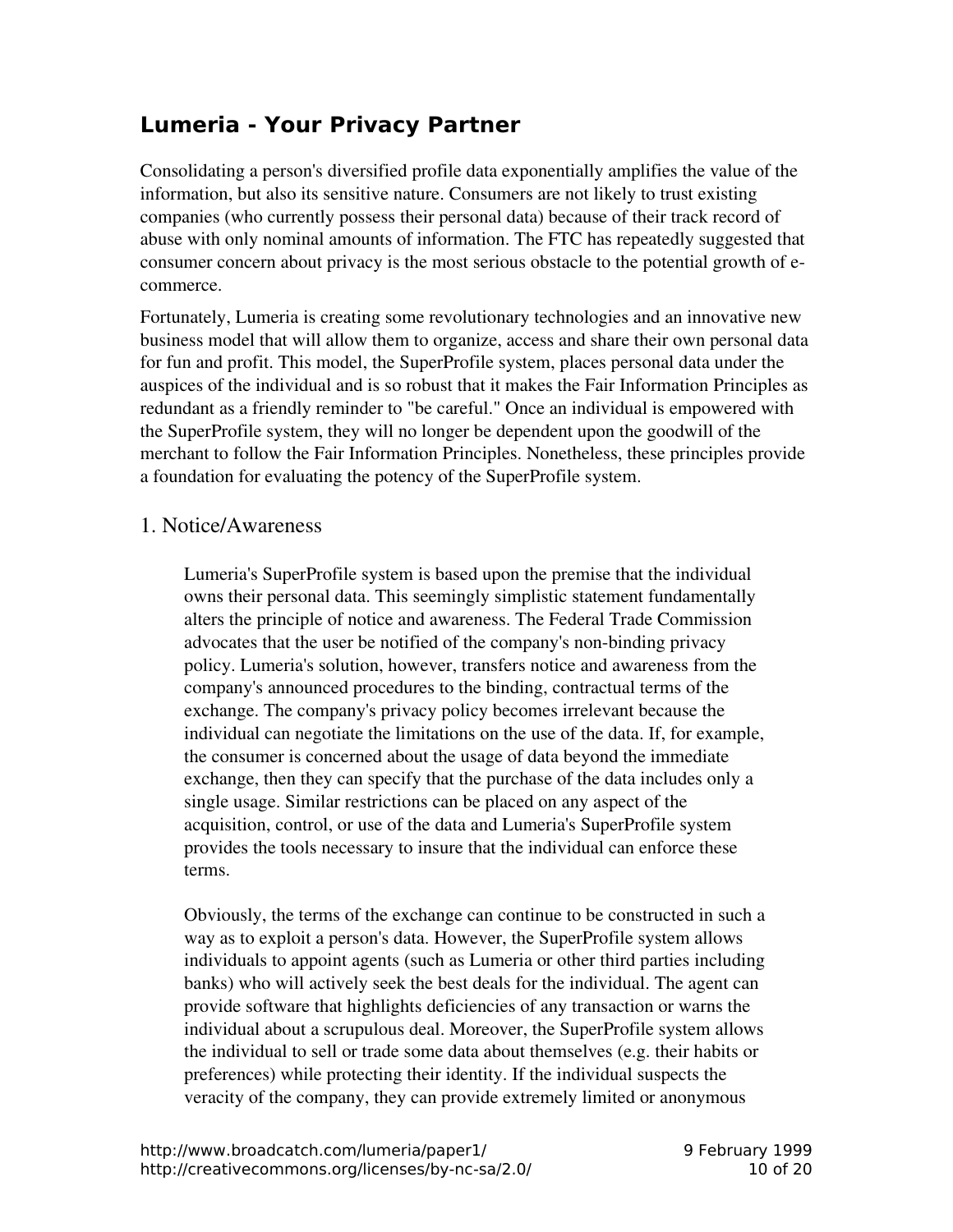## Lumeria - Your Privacy Partner

Consolidating a person's diversified profile data exponentially amplifies the value of the information, but also its sensitive nature. Consumers are not likely to trust existing companies (who currently possess their personal data) because of their track record of abuse with only nominal amounts of information. The FTC has repeatedly suggested that consumer concern about privacy is the most serious obstacle to the potential growth of e-commerce.

Fortunately, Lumeria is creating some revolutionary technologies and an innovative new business model that will allow them to organize, access and share their own personal data for fun and profit. This model, the SuperProfile system, places personal data under the auspices of the individual and is so robust that it makes the Fair Information Principles as redundant as a friendly reminder to "be careful." Once an individual is empowered with the SuperProfile system, they will no longer be dependent upon the goodwill of the merchant to follow the Fair Information Principles. Nonetheless, these principles provide a foundation for evaluating the potency of the SuperProfile system.

### 1. Notice/Awareness

Lumeria's SuperProfile system is based upon the premise that the individual owns their personal data. This seemingly simplistic statement fundamentally alters the principle of notice and awareness. The Federal Trade Commission advocates that the user be notified of the company's non-binding privacy policy. Lumeria's solution, however, transfers notice and awareness from the company's announced procedures to the binding, contractual terms of the exchange. The company's privacy policy becomes irrelevant because the individual can negotiate the limitations on the use of the data. If, for example, the consumer is concerned about the usage of data beyond the immediate exchange, then they can specify that the purchase of the data includes only a single usage. Similar restrictions can be placed on any aspect of the acquisition, control, or use of the data and Lumeria's SuperProfile system provides the tools necessary to insure that the individual can enforce these terms.

Obviously, the terms of the exchange can continue to be constructed in such a way as to exploit a person's data. However, the SuperProfile system allows individuals to appoint agents (such as Lumeria or other third parties including banks) who will actively seek the best deals for the individual. The agent can provide software that highlights deficiencies of any transaction or warns the individual about a scrupulous deal. Moreover, the SuperProfile system allows the individual to sell or trade some data about themselves (e.g. their habits or preferences) while protecting their identity. If the individual suspects the veracity of the company, they can provide extremely limited or anonymous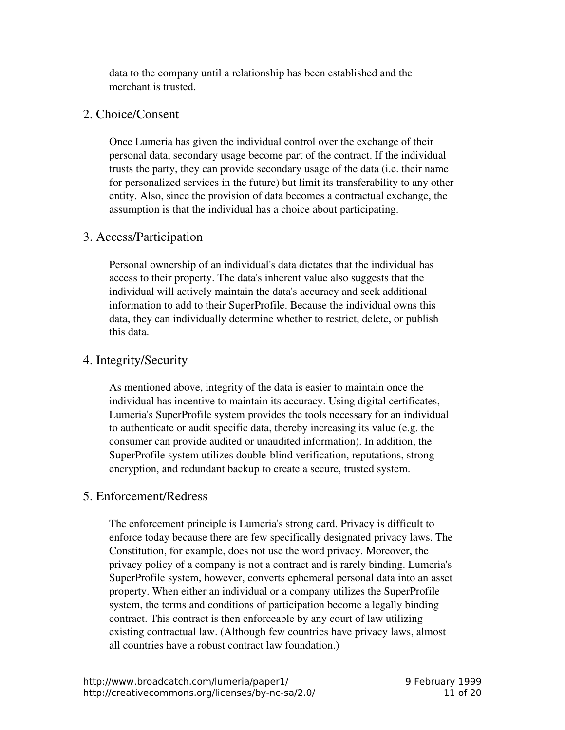data to the company until a relationship has been established and the merchant is trusted.

### 2. Choice/Consent

Once Lumeria has given the individual control over the exchange of their personal data, secondary usage become part of the contract. If the individual trusts the party, they can provide secondary usage of the data (i.e. their name for personalized services in the future) but limit its transferability to any other entity. Also, since the provision of data becomes a contractual exchange, the assumption is that the individual has a choice about participating.

### 3. Access/Participation

Personal ownership of an individual's data dictates that the individual has access to their property. The data's inherent value also suggests that the individual will actively maintain the data's accuracy and seek additional information to add to their SuperProfile. Because the individual owns this data, they can individually determine whether to restrict, delete, or publish this data.

### 4. Integrity/Security

As mentioned above, integrity of the data is easier to maintain once the individual has incentive to maintain its accuracy. Using digital certificates, Lumeria's SuperProfile system provides the tools necessary for an individual to authenticate or audit specific data, thereby increasing its value (e.g. the consumer can provide audited or unaudited information). In addition, the SuperProfile system utilizes double-blind verification, reputations, strong encryption, and redundant backup to create a secure, trusted system.

### 5. Enforcement/Redress

The enforcement principle is Lumeria's strong card. Privacy is difficult to enforce today because there are few specifically designated privacy laws. The Constitution, for example, does not use the word privacy. Moreover, the privacy policy of a company is not a contract and is rarely binding. Lumeria's SuperProfile system, however, converts ephemeral personal data into an asset property. When either an individual or a company utilizes the SuperProfile system, the terms and conditions of participation become a legally binding contract. This contract is then enforceable by any court of law utilizing existing contractual law. (Although few countries have privacy laws, almost all countries have a robust contract law foundation.)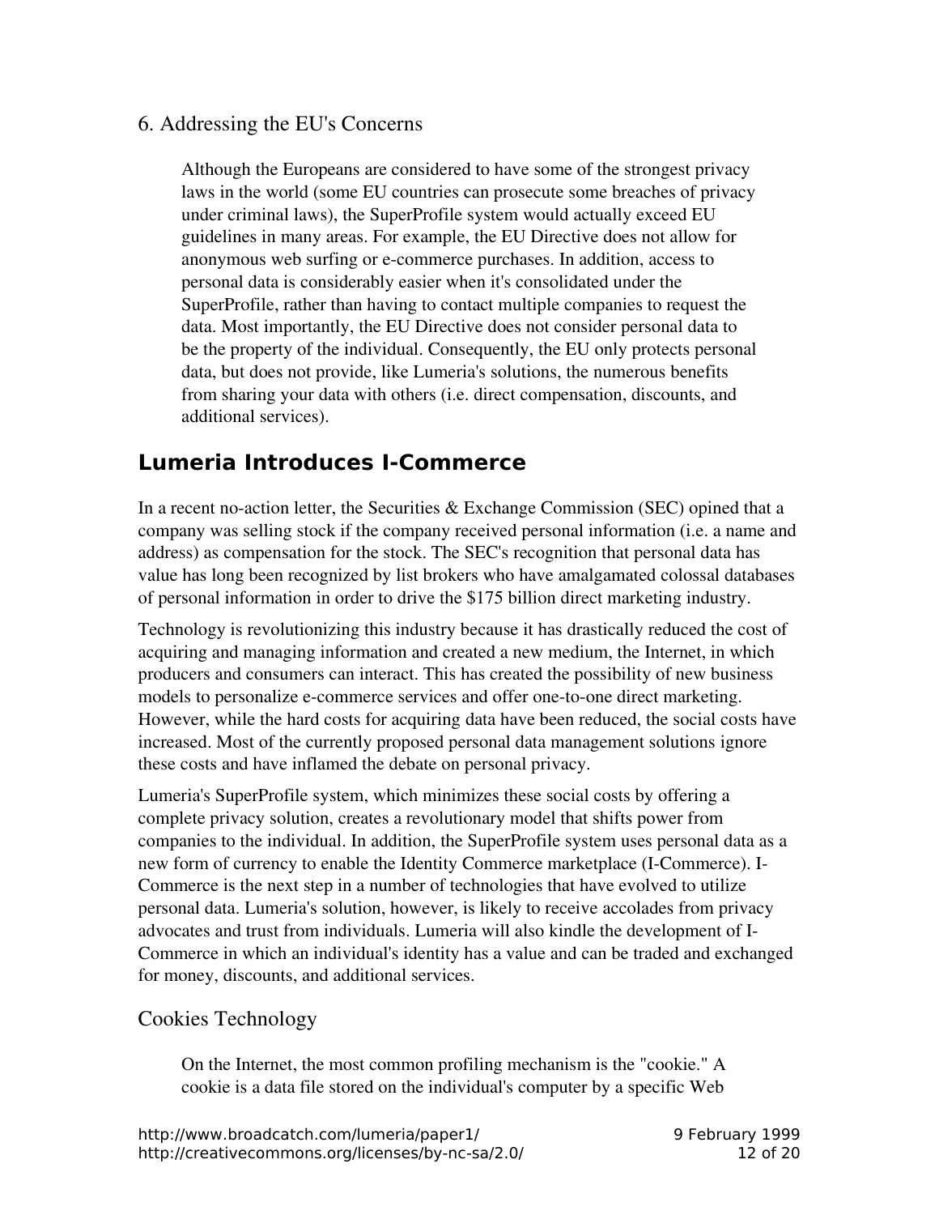### 6. Addressing the EU's Concerns

Although the Europeans are considered to have some of the strongest privacy laws in the world (some EU countries can prosecute some breaches of privacy under criminal laws), the SuperProfile system would actually exceed EU guidelines in many areas. For example, the EU Directive does not allow for anonymous web surfing or e-commerce purchases. In addition, access to personal data is considerably easier when it's consolidated under the SuperProfile, rather than having to contact multiple companies to request the data. Most importantly, the EU Directive does not consider personal data to be the property of the individual. Consequently, the EU only protects personal data, but does not provide, like Lumeria's solutions, the numerous benefits from sharing your data with others (i.e. direct compensation, discounts, and additional services).

## Lumeria Introduces I-Commerce

In a recent no-action letter, the Securities & Exchange Commission (SEC) opined that a company was selling stock if the company received personal information (i.e. a name and address) as compensation for the stock. The SEC's recognition that personal data has value has long been recognized by list brokers who have amalgamated colossal databases of personal information in order to drive the $175 billion direct marketing industry.

Technology is revolutionizing this industry because it has drastically reduced the cost of acquiring and managing information and created a new medium, the Internet, in which producers and consumers can interact. This has created the possibility of new business models to personalize e-commerce services and offer one-to-one direct marketing. However, while the hard costs for acquiring data have been reduced, the social costs have increased. Most of the currently proposed personal data management solutions ignore these costs and have inflamed the debate on personal privacy.

Lumeria's SuperProfile system, which minimizes these social costs by offering a complete privacy solution, creates a revolutionary model that shifts power from companies to the individual. In addition, the SuperProfile system uses personal data as a new form of currency to enable the Identity Commerce marketplace (I-Commerce). I-Commerce is the next step in a number of technologies that have evolved to utilize personal data. Lumeria's solution, however, is likely to receive accolades from privacy advocates and trust from individuals. Lumeria will also kindle the development of I-Commerce in which an individual's identity has a value and can be traded and exchanged for money, discounts, and additional services.

### Cookies Technology

On the Internet, the most common profiling mechanism is the "cookie." A cookie is a data file stored on the individual's computer by a specific Web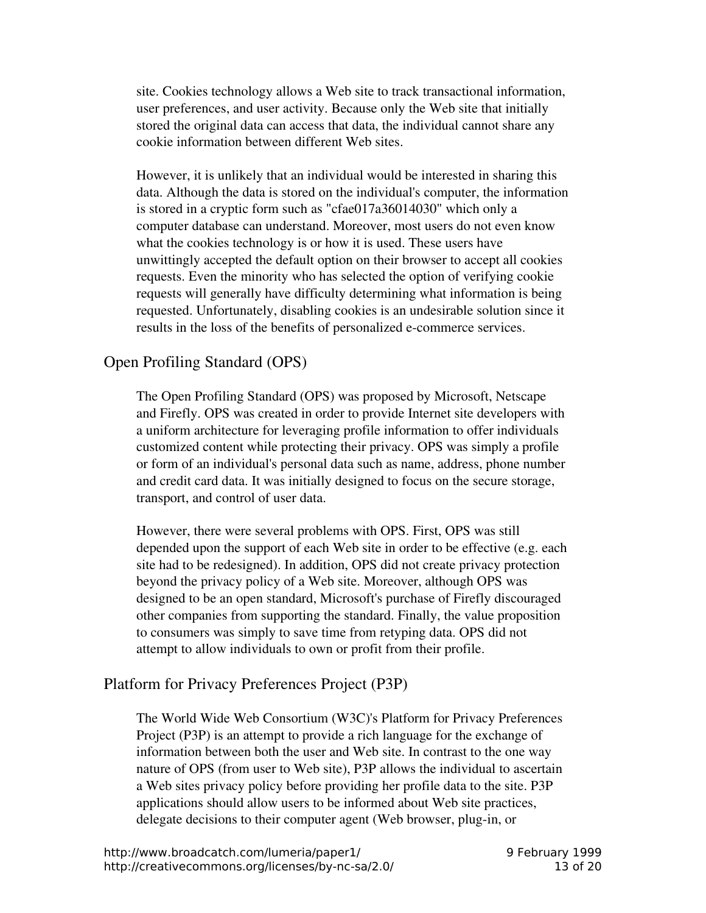site. Cookies technology allows a Web site to track transactional information, user preferences, and user activity. Because only the Web site that initially stored the original data can access that data, the individual cannot share any cookie information between different Web sites.

However, it is unlikely that an individual would be interested in sharing this data. Although the data is stored on the individual's computer, the information is stored in a cryptic form such as "cfae017a36014030" which only a computer database can understand. Moreover, most users do not even know what the cookies technology is or how it is used. These users have unwittingly accepted the default option on their browser to accept all cookies requests. Even the minority who has selected the option of verifying cookie requests will generally have difficulty determining what information is being requested. Unfortunately, disabling cookies is an undesirable solution since it results in the loss of the benefits of personalized e-commerce services.

## Open Profiling Standard (OPS)

The Open Profiling Standard (OPS) was proposed by Microsoft, Netscape and Firefly. OPS was created in order to provide Internet site developers with a uniform architecture for leveraging profile information to offer individuals customized content while protecting their privacy. OPS was simply a profile or form of an individual's personal data such as name, address, phone number and credit card data. It was initially designed to focus on the secure storage, transport, and control of user data.

However, there were several problems with OPS. First, OPS was still depended upon the support of each Web site in order to be effective (e.g. each site had to be redesigned). In addition, OPS did not create privacy protection beyond the privacy policy of a Web site. Moreover, although OPS was designed to be an open standard, Microsoft's purchase of Firefly discouraged other companies from supporting the standard. Finally, the value proposition to consumers was simply to save time from retyping data. OPS did not attempt to allow individuals to own or profit from their profile.

## Platform for Privacy Preferences Project (P3P)

The World Wide Web Consortium (W3C)'s Platform for Privacy Preferences Project (P3P) is an attempt to provide a rich language for the exchange of information between both the user and Web site. In contrast to the one way nature of OPS (from user to Web site), P3P allows the individual to ascertain a Web sites privacy policy before providing her profile data to the site. P3P applications should allow users to be informed about Web site practices, delegate decisions to their computer agent (Web browser, plug-in, or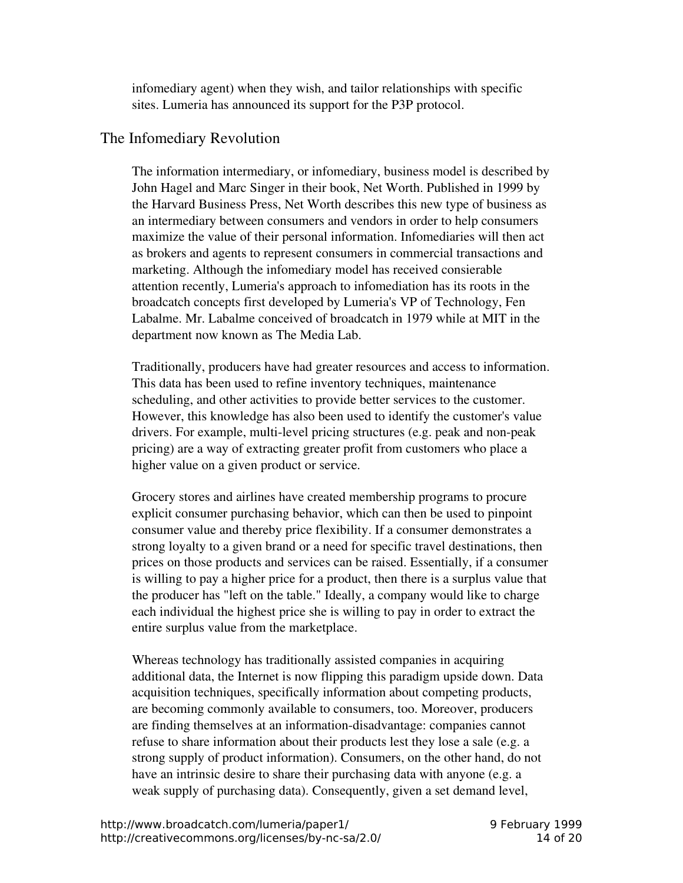infomediary agent) when they wish, and tailor relationships with specific sites. Lumeria has announced its support for the P3P protocol.

## The Infomediary Revolution

The information intermediary, or infomediary, business model is described by John Hagel and Marc Singer in their book, Net Worth. Published in 1999 by the Harvard Business Press, Net Worth describes this new type of business as an intermediary between consumers and vendors in order to help consumers maximize the value of their personal information. Infomediaries will then act as brokers and agents to represent consumers in commercial transactions and marketing. Although the infomediary model has received consierable attention recently, Lumeria's approach to infomediation has its roots in the broadcatch concepts first developed by Lumeria's VP of Technology, Fen Labalme. Mr. Labalme conceived of broadcatch in 1979 while at MIT in the department now known as The Media Lab.

Traditionally, producers have had greater resources and access to information. This data has been used to refine inventory techniques, maintenance scheduling, and other activities to provide better services to the customer. However, this knowledge has also been used to identify the customer's value drivers. For example, multi-level pricing structures (e.g. peak and non-peak pricing) are a way of extracting greater profit from customers who place a higher value on a given product or service.

Grocery stores and airlines have created membership programs to procure explicit consumer purchasing behavior, which can then be used to pinpoint consumer value and thereby price flexibility. If a consumer demonstrates a strong loyalty to a given brand or a need for specific travel destinations, then prices on those products and services can be raised. Essentially, if a consumer is willing to pay a higher price for a product, then there is a surplus value that the producer has "left on the table." Ideally, a company would like to charge each individual the highest price she is willing to pay in order to extract the entire surplus value from the marketplace.

Whereas technology has traditionally assisted companies in acquiring additional data, the Internet is now flipping this paradigm upside down. Data acquisition techniques, specifically information about competing products, are becoming commonly available to consumers, too. Moreover, producers are finding themselves at an information-disadvantage: companies cannot refuse to share information about their products lest they lose a sale (e.g. a strong supply of product information). Consumers, on the other hand, do not have an intrinsic desire to share their purchasing data with anyone (e.g. a weak supply of purchasing data). Consequently, given a set demand level,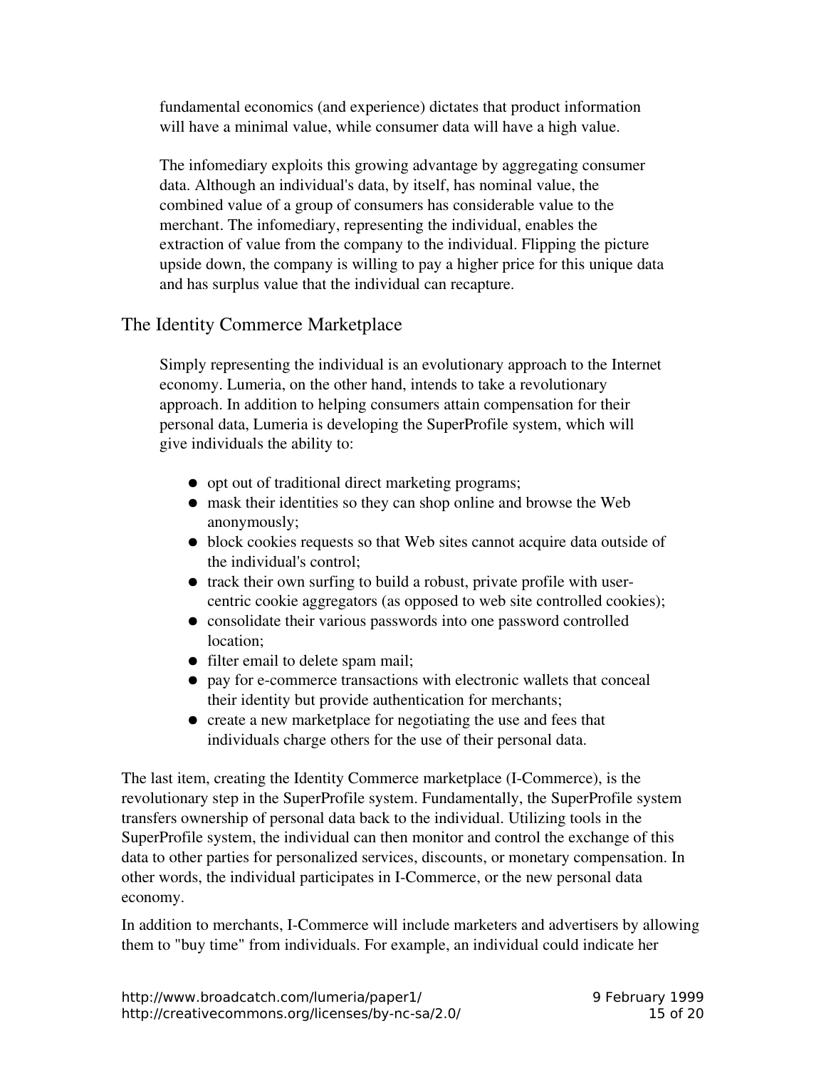fundamental economics (and experience) dictates that product information will have a minimal value, while consumer data will have a high value.

The infomediary exploits this growing advantage by aggregating consumer data. Although an individual's data, by itself, has nominal value, the combined value of a group of consumers has considerable value to the merchant. The infomediary, representing the individual, enables the extraction of value from the company to the individual. Flipping the picture upside down, the company is willing to pay a higher price for this unique data and has surplus value that the individual can recapture.

## The Identity Commerce Marketplace

Simply representing the individual is an evolutionary approach to the Internet economy. Lumeria, on the other hand, intends to take a revolutionary approach. In addition to helping consumers attain compensation for their personal data, Lumeria is developing the SuperProfile system, which will give individuals the ability to:

- opt out of traditional direct marketing programs;
- mask their identities so they can shop online and browse the Web anonymously;
- block cookies requests so that Web sites cannot acquire data outside of the individual's control;
- track their own surfing to build a robust, private profile with user-centric cookie aggregators (as opposed to web site controlled cookies);
- consolidate their various passwords into one password controlled location;
- filter email to delete spam mail;
- pay for e-commerce transactions with electronic wallets that conceal their identity but provide authentication for merchants;
- create a new marketplace for negotiating the use and fees that individuals charge others for the use of their personal data.

The last item, creating the Identity Commerce marketplace (I-Commerce), is the revolutionary step in the SuperProfile system. Fundamentally, the SuperProfile system transfers ownership of personal data back to the individual. Utilizing tools in the SuperProfile system, the individual can then monitor and control the exchange of this data to other parties for personalized services, discounts, or monetary compensation. In other words, the individual participates in I-Commerce, or the new personal data economy.

In addition to merchants, I-Commerce will include marketers and advertisers by allowing them to "buy time" from individuals. For example, an individual could indicate her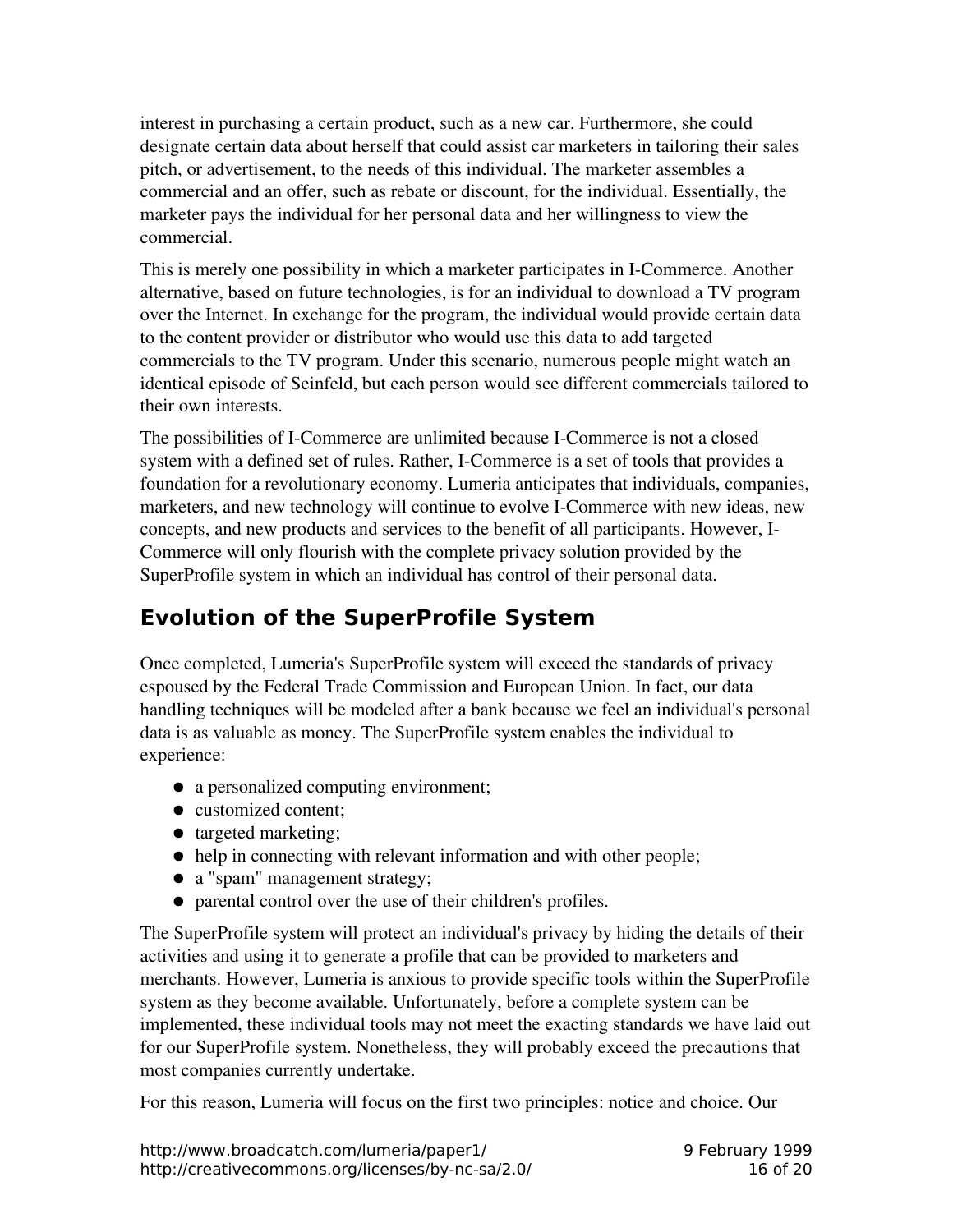interest in purchasing a certain product, such as a new car. Furthermore, she could designate certain data about herself that could assist car marketers in tailoring their sales pitch, or advertisement, to the needs of this individual. The marketer assembles a commercial and an offer, such as rebate or discount, for the individual. Essentially, the marketer pays the individual for her personal data and her willingness to view the commercial.

This is merely one possibility in which a marketer participates in I-Commerce. Another alternative, based on future technologies, is for an individual to download a TV program over the Internet. In exchange for the program, the individual would provide certain data to the content provider or distributor who would use this data to add targeted commercials to the TV program. Under this scenario, numerous people might watch an identical episode of Seinfeld, but each person would see different commercials tailored to their own interests.

The possibilities of I-Commerce are unlimited because I-Commerce is not a closed system with a defined set of rules. Rather, I-Commerce is a set of tools that provides a foundation for a revolutionary economy. Lumeria anticipates that individuals, companies, marketers, and new technology will continue to evolve I-Commerce with new ideas, new concepts, and new products and services to the benefit of all participants. However, I-Commerce will only flourish with the complete privacy solution provided by the SuperProfile system in which an individual has control of their personal data.

## Evolution of the SuperProfile System

Once completed, Lumeria's SuperProfile system will exceed the standards of privacy espoused by the Federal Trade Commission and European Union. In fact, our data handling techniques will be modeled after a bank because we feel an individual's personal data is as valuable as money. The SuperProfile system enables the individual to experience:

- a personalized computing environment;
- customized content;
- targeted marketing;
- help in connecting with relevant information and with other people;
- a "spam" management strategy;
- parental control over the use of their children's profiles.

The SuperProfile system will protect an individual's privacy by hiding the details of their activities and using it to generate a profile that can be provided to marketers and merchants. However, Lumeria is anxious to provide specific tools within the SuperProfile system as they become available. Unfortunately, before a complete system can be implemented, these individual tools may not meet the exacting standards we have laid out for our SuperProfile system. Nonetheless, they will probably exceed the precautions that most companies currently undertake.

For this reason, Lumeria will focus on the first two principles: notice and choice. Our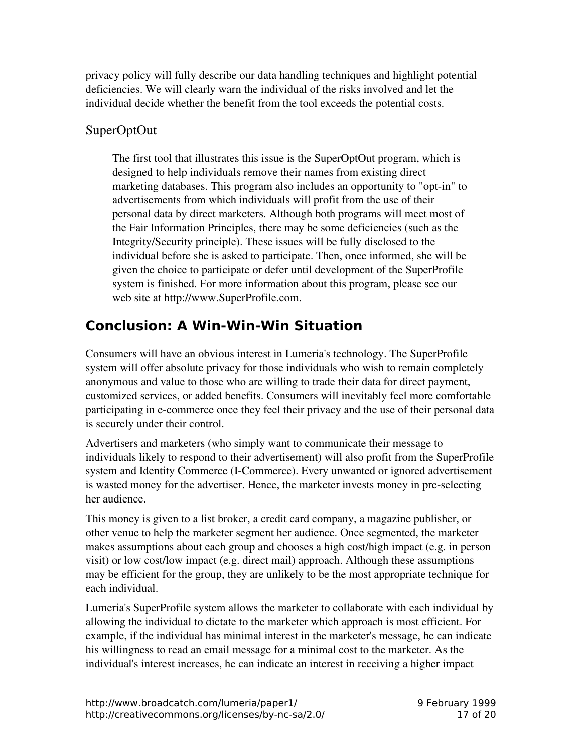privacy policy will fully describe our data handling techniques and highlight potential deficiencies. We will clearly warn the individual of the risks involved and let the individual decide whether the benefit from the tool exceeds the potential costs.

### SuperOptOut

> The first tool that illustrates this issue is the SuperOptOut program, which is designed to help individuals remove their names from existing direct marketing databases. This program also includes an opportunity to "opt-in" to advertisements from which individuals will profit from the use of their personal data by direct marketers. Although both programs will meet most of the Fair Information Principles, there may be some deficiencies (such as the Integrity/Security principle). These issues will be fully disclosed to the individual before she is asked to participate. Then, once informed, she will be given the choice to participate or defer until development of the SuperProfile system is finished. For more information about this program, please see our web site at http://www.SuperProfile.com.

## Conclusion: A Win-Win-Win Situation

Consumers will have an obvious interest in Lumeria's technology. The SuperProfile system will offer absolute privacy for those individuals who wish to remain completely anonymous and value to those who are willing to trade their data for direct payment, customized services, or added benefits. Consumers will inevitably feel more comfortable participating in e-commerce once they feel their privacy and the use of their personal data is securely under their control.

Advertisers and marketers (who simply want to communicate their message to individuals likely to respond to their advertisement) will also profit from the SuperProfile system and Identity Commerce (I-Commerce). Every unwanted or ignored advertisement is wasted money for the advertiser. Hence, the marketer invests money in pre-selecting her audience.

This money is given to a list broker, a credit card company, a magazine publisher, or other venue to help the marketer segment her audience. Once segmented, the marketer makes assumptions about each group and chooses a high cost/high impact (e.g. in person visit) or low cost/low impact (e.g. direct mail) approach. Although these assumptions may be efficient for the group, they are unlikely to be the most appropriate technique for each individual.

Lumeria's SuperProfile system allows the marketer to collaborate with each individual by allowing the individual to dictate to the marketer which approach is most efficient. For example, if the individual has minimal interest in the marketer's message, he can indicate his willingness to read an email message for a minimal cost to the marketer. As the individual's interest increases, he can indicate an interest in receiving a higher impact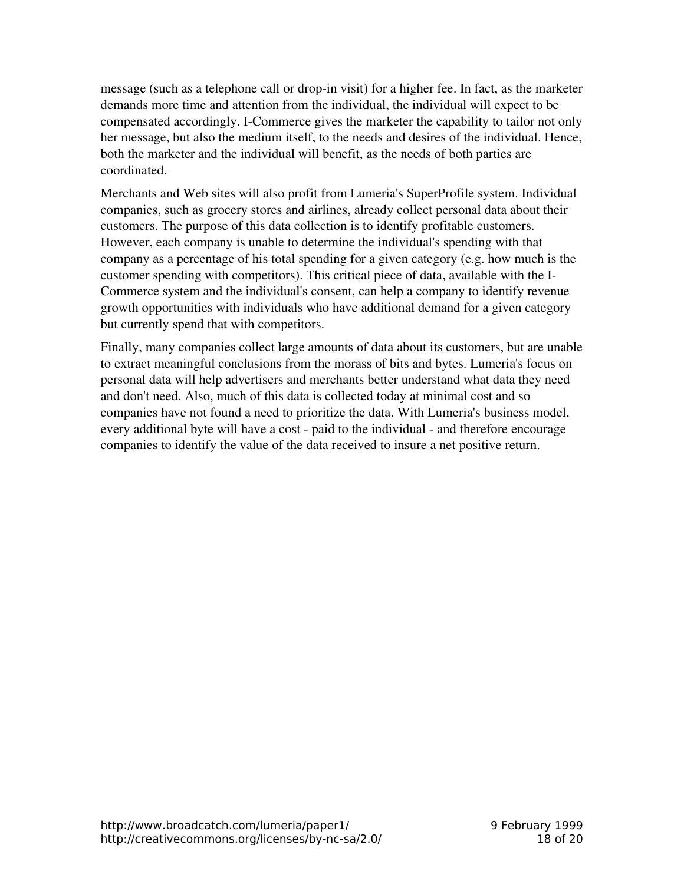message (such as a telephone call or drop-in visit) for a higher fee. In fact, as the marketer demands more time and attention from the individual, the individual will expect to be compensated accordingly. I-Commerce gives the marketer the capability to tailor not only her message, but also the medium itself, to the needs and desires of the individual. Hence, both the marketer and the individual will benefit, as the needs of both parties are coordinated.

Merchants and Web sites will also profit from Lumeria's SuperProfile system. Individual companies, such as grocery stores and airlines, already collect personal data about their customers. The purpose of this data collection is to identify profitable customers. However, each company is unable to determine the individual's spending with that company as a percentage of his total spending for a given category (e.g. how much is the customer spending with competitors). This critical piece of data, available with the I-Commerce system and the individual's consent, can help a company to identify revenue growth opportunities with individuals who have additional demand for a given category but currently spend that with competitors.

Finally, many companies collect large amounts of data about its customers, but are unable to extract meaningful conclusions from the morass of bits and bytes. Lumeria's focus on personal data will help advertisers and merchants better understand what data they need and don't need. Also, much of this data is collected today at minimal cost and so companies have not found a need to prioritize the data. With Lumeria's business model, every additional byte will have a cost - paid to the individual - and therefore encourage companies to identify the value of the data received to insure a net positive return.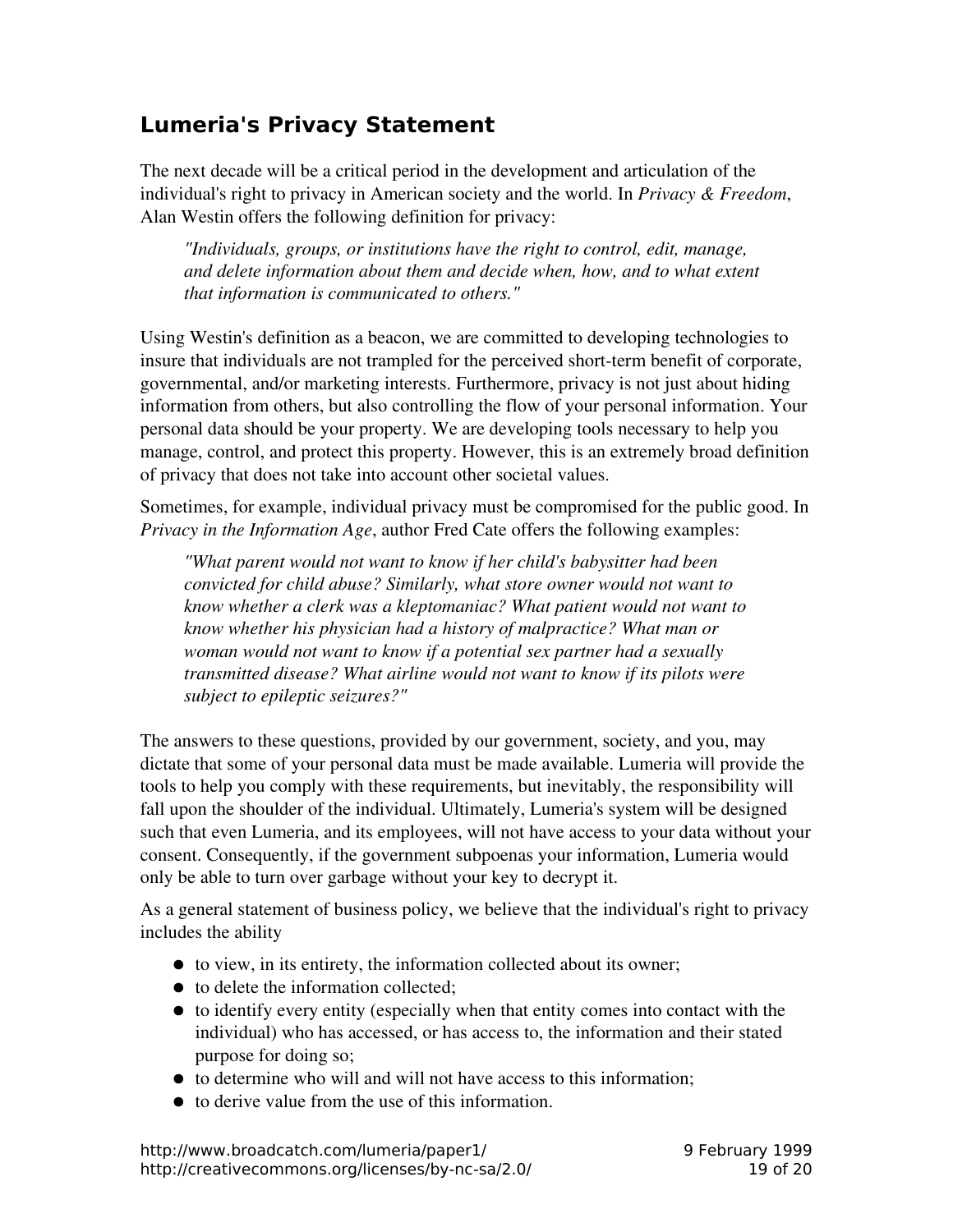## Lumeria's Privacy Statement

The next decade will be a critical period in the development and articulation of the individual's right to privacy in American society and the world. In *Privacy & Freedom*, Alan Westin offers the following definition for privacy:

> *"Individuals, groups, or institutions have the right to control, edit, manage, and delete information about them and decide when, how, and to what extent that information is communicated to others."*

Using Westin's definition as a beacon, we are committed to developing technologies to insure that individuals are not trampled for the perceived short-term benefit of corporate, governmental, and/or marketing interests. Furthermore, privacy is not just about hiding information from others, but also controlling the flow of your personal information. Your personal data should be your property. We are developing tools necessary to help you manage, control, and protect this property. However, this is an extremely broad definition of privacy that does not take into account other societal values.

Sometimes, for example, individual privacy must be compromised for the public good. In *Privacy in the Information Age*, author Fred Cate offers the following examples:

> *"What parent would not want to know if her child's babysitter had been convicted for child abuse? Similarly, what store owner would not want to know whether a clerk was a kleptomaniac? What patient would not want to know whether his physician had a history of malpractice? What man or woman would not want to know if a potential sex partner had a sexually transmitted disease? What airline would not want to know if its pilots were subject to epileptic seizures?"*

The answers to these questions, provided by our government, society, and you, may dictate that some of your personal data must be made available. Lumeria will provide the tools to help you comply with these requirements, but inevitably, the responsibility will fall upon the shoulder of the individual. Ultimately, Lumeria's system will be designed such that even Lumeria, and its employees, will not have access to your data without your consent. Consequently, if the government subpoenas your information, Lumeria would only be able to turn over garbage without your key to decrypt it.

As a general statement of business policy, we believe that the individual's right to privacy includes the ability

- to view, in its entirety, the information collected about its owner;
- to delete the information collected;
- to identify every entity (especially when that entity comes into contact with the individual) who has accessed, or has access to, the information and their stated purpose for doing so;
- to determine who will and will not have access to this information;
- to derive value from the use of this information.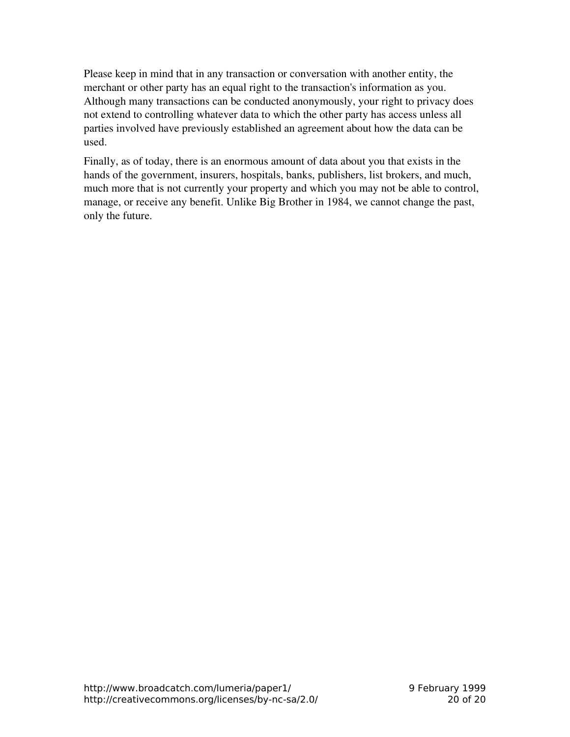Please keep in mind that in any transaction or conversation with another entity, the merchant or other party has an equal right to the transaction's information as you. Although many transactions can be conducted anonymously, your right to privacy does not extend to controlling whatever data to which the other party has access unless all parties involved have previously established an agreement about how the data can be used.

Finally, as of today, there is an enormous amount of data about you that exists in the hands of the government, insurers, hospitals, banks, publishers, list brokers, and much, much more that is not currently your property and which you may not be able to control, manage, or receive any benefit. Unlike Big Brother in 1984, we cannot change the past, only the future.